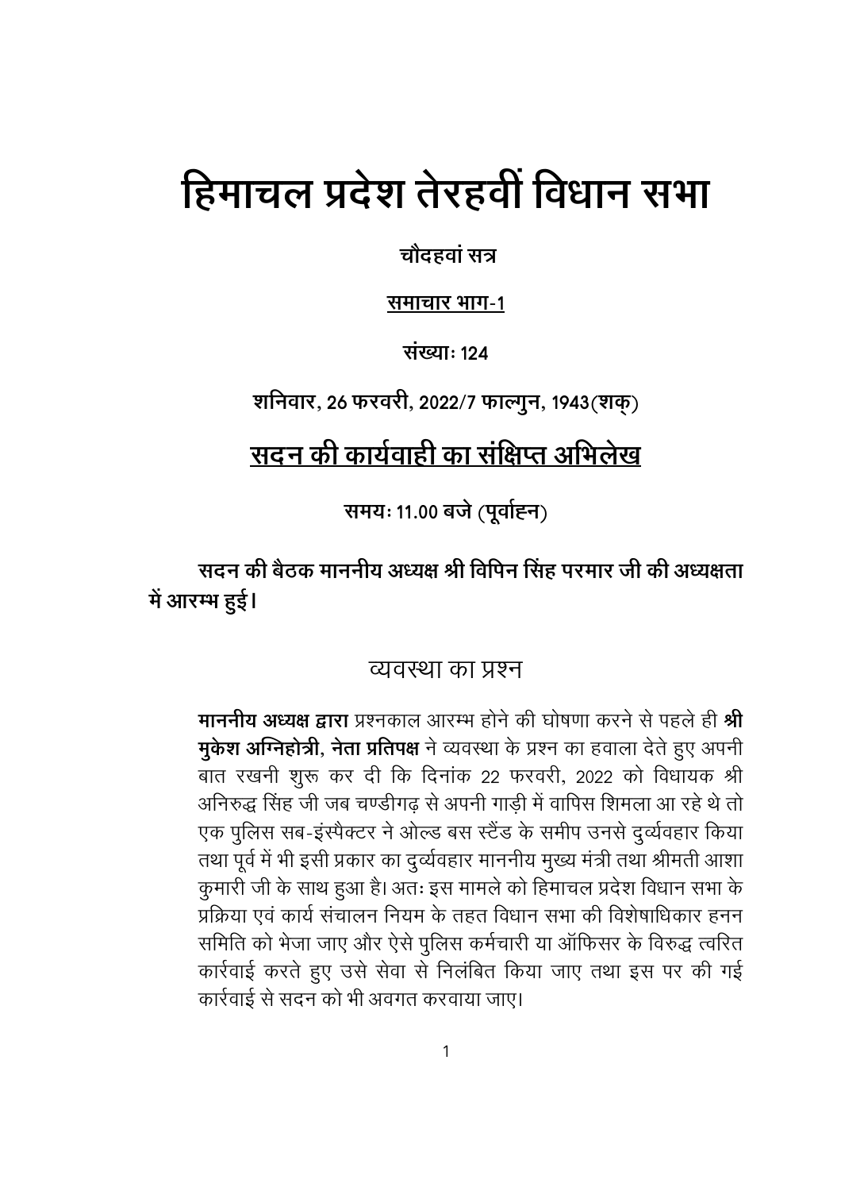# हिमाचल प्रदेश तेरहवीं विधान सभा

**चौदहवां सत्र**

**समाचार भाग-1**

**संख्याः 124**

**शनिवार, 26 फरवरी, 2022/7 फाल्गुन, 1943(शक्)**

## सदन की कार्यवाही का संक्षिप्त अभिलेख

**समयः 11.00 बजे (पूर्वाह्न)**

**सदन की बैठक माननीय अध्यक्ष श्री विपिन सिंह परमार जी की अध्यक्षता में आरम्भ हुई।**

### व्यवस्था का प्रश्न

**माननीय अध्यक्ष द्वारा** प्रश्नकाल आरम्भ होने की घोषणा करने से पहले ही **श्री मुकेश अग्निहोत्री, नेता प्रतिपक्ष** ने व्यवस्था के प्रश्न का हवाला देते हुए अपनी बात रखनी शुरू कर दी कि दिनांक 22 फरवरी, 2022 को विधायक श्री अनिरुद्ध सिंह जी जब चण्डीगढ़ से अपनी गाड़ी में वापिस शिमला आ रहे थे तो एक पुलिस सब-इंस्पैक्टर ने ओल्ड बस स्टैंड के समीप उनसे दुर्व्यवहार किया तथा पूर्व में भी इसी प्रकार का दुर्व्यवहार माननीय मुख्य मंत्री तथा श्रीमती आशा कुमारी जी के साथ हुआ है। अतः इस मामले को हिमाचल प्रदेश विधान सभा के प्रक्रिया एवं कार्य संचालन नियम के तहत विधान सभा की विशेषाधिकार हनन समिति को भेजा जाए और ऐसे पुलिस कर्मचारी या ऑफिसर के विरुद्ध त्वरित कार्रवाई करते हुए उसे सेवा से निलंबित किया जाए तथा इस पर की गई कार्रवाई से सदन को भी अवगत करवाया जाए।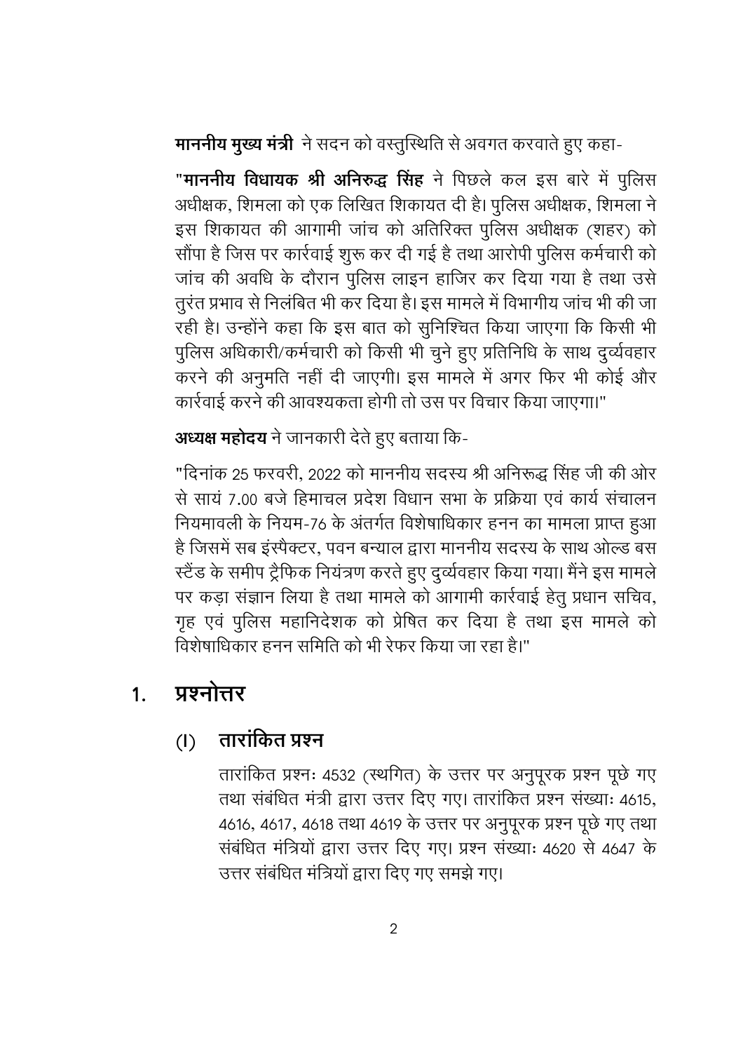**माननीय मुख्य मंत्री** ने सदन को वस्तुस्थिति से अवगत करवाते हुए कहा-

"**माननीय विधायक श्री अनिरुद्ध सिंह** ने पिछले कल इस बारे में पुलिस अधीक्षक, शिमला को एक लिखित शिकायत दी है। पुलिस अधीक्षक, शिमला ने इस शिकायत की आगामी जांच को अतिरिक्त पुलिस अधीक्षक (शहर) को सौंपा है जिस पर कार्रवाई शुरू कर दी गई है तथा आरोपी पुलिस कर्मचारी को जांच की अवधि के दौरान पुलिस लाइन हाजिर कर दिया गया है तथा उसे तुरंत प्रभाव से निलंबित भी कर दिया है। इस मामले में विभागीय जांच भी की जा रही है। उन्होंने कहा कि इस बात को सुनिश्चित किया जाएगा कि किसी भी पुलिस अधिकारी/कर्मचारी को किसी भी चुने हुए प्रतिनिधि के साथ दुर्व्यवहार करने की अनुमति नहीं दी जाएगी। इस मामले में अगर फिर भी कोई और कार्रवाई करने की आवश्यकता होगी तो उस पर विचार किया जाएगा।"

**अध्यक्ष महोदय** ने जानकारी देते हुए बताया कि-

"दिनांक 25 फरवरी, 2022 को माननीय सदस्य श्री अनिरूद्ध सिंह जी की ओर से सायं 7.00 बजे हिमाचल प्रदेश विधान सभा के प्रक्रिया एवं कार्य संचालन नियमावली के नियम-76 के अंतर्गत विशेषाधिकार हनन का मामला प्राप्त हुआ है जिसमें सब इंस्पैक्टर, पवन बन्याल द्वारा माननीय सदस्य के साथ ओल्ड बस स्टैंड के समीप ट्रैफिक नियंत्रण करते हुए दुर्व्यवहार किया गया। मैंने इस मामले पर कड़ा संज्ञान लिया है तथा मामले को आगामी कार्रवाई हेतु प्रधान सचिव, गृह एवं पुलिस महानिदेशक को प्रेषित कर दिया है तथा इस मामले को विशेषाधिकार हनन समिति को भी रेफर किया जा रहा है।"

## 1. प्रश्नोत्तर

### (I) तारांकित प्रश्न

तारांकित प्रश्नः 4532 (स्थगित) के उत्तर पर अनुपूरक प्रश्न पूछे गए तथा संबंधित मंत्री द्वारा उत्तर दिए गए। तारांकित प्रश्न संख्याः 4615, 4616, 4617, 4618 तथा 4619 के उत्तर पर अनुपूरक प्रश्न पूछे गए तथा संबंधित मंत्रियों द्वारा उत्तर दिए गए। प्रश्न संख्याः 4620 से 4647 के उत्तर संबंधित मंत्रियों द्वारा दिए गए समझे गए।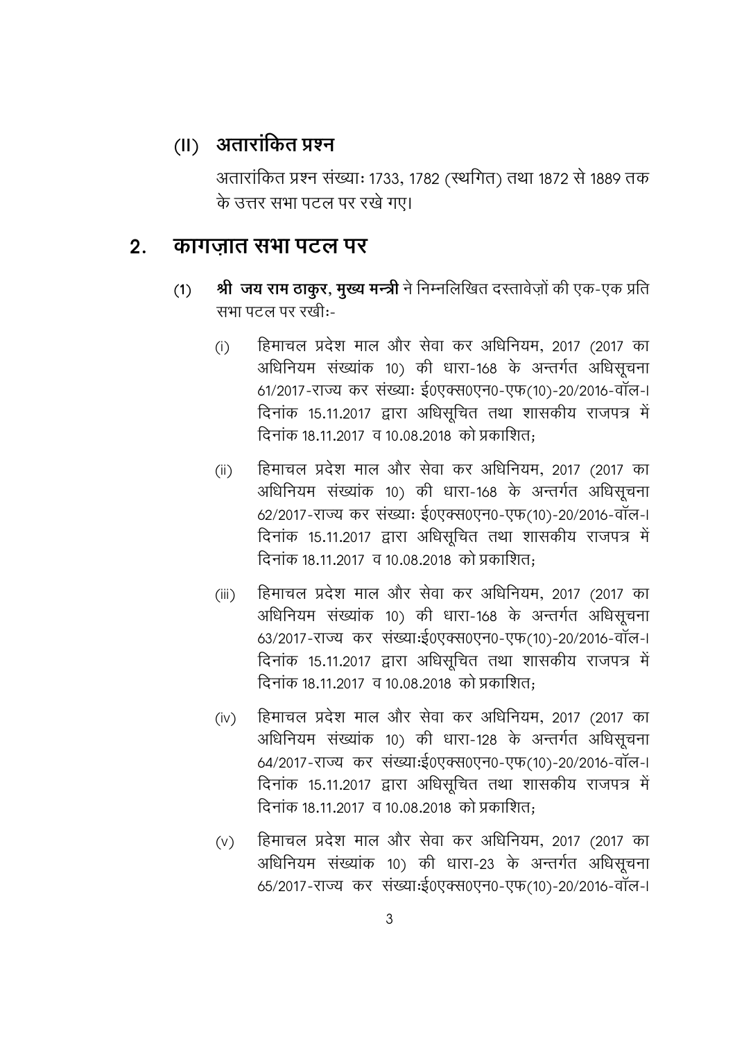### (II) अतारांकित प्रश्न

अतारांकित प्रश्न संख्याः 1733, 1782 (स्थगित) तथा 1872 से 1889 तक के उत्तर सभा पटल पर रखे गए।

## 2. कागज़ात सभा पटल पर

(1) ***श्री जय राम ठाकुर*, मुख्य मन्त्री** ने निम्नलिखित दस्तावेज़ों की एक-एक प्रति सभा पटल पर रखीः-

(i) हिमाचल प्रदेश माल और सेवा कर अधिनियम, 2017 (2017 का अधिनियम संख्यांक 10) की धारा-168 के अन्तर्गत अधिसूचना 61/2017-राज्य कर संख्याः ई0एक्स0एन0-एफ(10)-20/2016-वॉल-I दिनांक 15.11.2017 द्वारा अधिसूचित तथा शासकीय राजपत्र में दिनांक 18.11.2017 व 10.08.2018 को प्रकाशित;

(ii) हिमाचल प्रदेश माल और सेवा कर अधिनियम, 2017 (2017 का अधिनियम संख्यांक 10) की धारा-168 के अन्तर्गत अधिसूचना 62/2017-राज्य कर संख्याः ई0एक्स0एन0-एफ(10)-20/2016-वॉल-I दिनांक 15.11.2017 द्वारा अधिसूचित तथा शासकीय राजपत्र में दिनांक 18.11.2017 व 10.08.2018 को प्रकाशित;

(iii) हिमाचल प्रदेश माल और सेवा कर अधिनियम, 2017 (2017 का अधिनियम संख्यांक 10) की धारा-168 के अन्तर्गत अधिसूचना 63/2017-राज्य कर संख्याःई0एक्स0एन0-एफ(10)-20/2016-वॉल-I दिनांक 15.11.2017 द्वारा अधिसूचित तथा शासकीय राजपत्र में दिनांक 18.11.2017 व 10.08.2018 को प्रकाशित;

(iv) हिमाचल प्रदेश माल और सेवा कर अधिनियम, 2017 (2017 का अधिनियम संख्यांक 10) की धारा-128 के अन्तर्गत अधिसूचना 64/2017-राज्य कर संख्याःई0एक्स0एन0-एफ(10)-20/2016-वॉल-I दिनांक 15.11.2017 द्वारा अधिसूचित तथा शासकीय राजपत्र में दिनांक 18.11.2017 व 10.08.2018 को प्रकाशित;

(v) हिमाचल प्रदेश माल और सेवा कर अधिनियम, 2017 (2017 का अधिनियम संख्यांक 10) की धारा-23 के अन्तर्गत अधिसूचना 65/2017-राज्य कर संख्याःई0एक्स0एन0-एफ(10)-20/2016-वॉल-I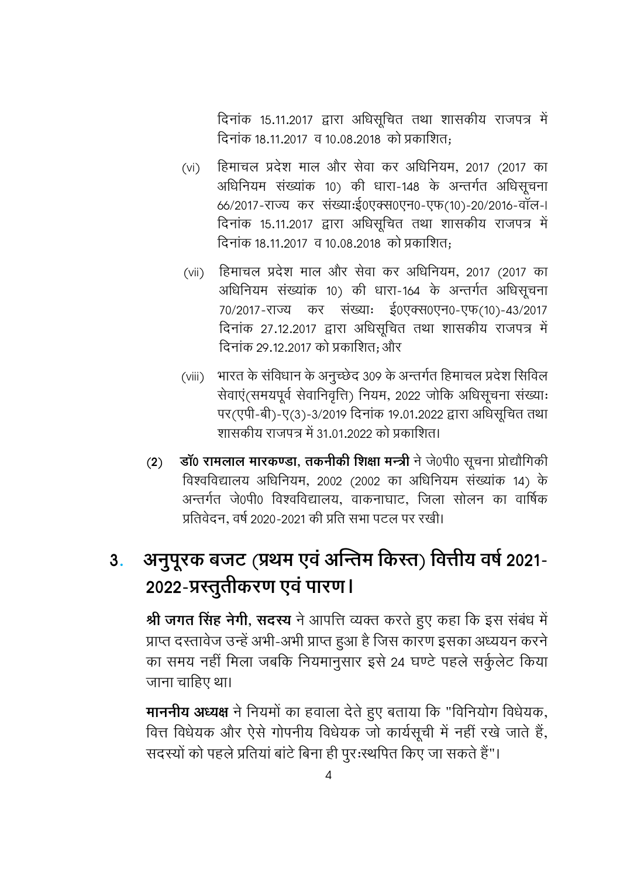दिनांक 15.11.2017 द्वारा अधिसूचित तथा शासकीय राजपत्र में दिनांक 18.11.2017 व 10.08.2018 को प्रकाशित;

(vi) हिमाचल प्रदेश माल और सेवा कर अधिनियम, 2017 (2017 का अधिनियम संख्यांक 10) की धारा-148 के अन्तर्गत अधिसूचना 66/2017-राज्य कर संख्याःई0एक्स0एन0-एफ(10)-20/2016-वॉल-I दिनांक 15.11.2017 द्वारा अधिसूचित तथा शासकीय राजपत्र में दिनांक 18.11.2017 व 10.08.2018 को प्रकाशित;

(vii) हिमाचल प्रदेश माल और सेवा कर अधिनियम, 2017 (2017 का अधिनियम संख्यांक 10) की धारा-164 के अन्तर्गत अधिसूचना 70/2017-राज्य कर संख्याः ई0एक्स0एन0-एफ(10)-43/2017 दिनांक 27.12.2017 द्वारा अधिसूचित तथा शासकीय राजपत्र में दिनांक 29.12.2017 को प्रकाशित; और

(viii) भारत के संविधान के अनुच्छेद 309 के अन्तर्गत हिमाचल प्रदेश सिविल सेवाएं(समयपूर्व सेवानिवृत्ति) नियम, 2022 जोकि अधिसूचना संख्याः पर(एपी-बी)-ए(3)-3/2019 दिनांक 19.01.2022 द्वारा अधिसूचित तथा शासकीय राजपत्र में 31.01.2022 को प्रकाशित।

(2) **डॉ0 रामलाल मारकण्डा, तकनीकी शिक्षा मन्त्री** ने जे0पी0 सूचना प्रोद्यौगिकी विश्वविद्यालय अधिनियम, 2002 (2002 का अधिनियम संख्यांक 14) के अन्तर्गत जे0पी0 विश्वविद्यालय, वाकनाघाट, जिला सोलन का वार्षिक प्रतिवेदन, वर्ष 2020-2021 की प्रति सभा पटल पर रखी।

## 3. अनुपूरक बजट (प्रथम एवं अन्तिम किस्त) वित्तीय वर्ष 2021-2022-प्रस्तुतीकरण एवं पारण।

**श्री जगत सिंह नेगी, सदस्य** ने आपत्ति व्यक्त करते हुए कहा कि इस संबंध में प्राप्त दस्तावेज उन्हें अभी-अभी प्राप्त हुआ है जिस कारण इसका अध्ययन करने का समय नहीं मिला जबकि नियमानुसार इसे 24 घण्टे पहले सर्कुलेट किया जाना चाहिए था।

**माननीय अध्यक्ष** ने नियमों का हवाला देते हुए बताया कि "विनियोग विधेयक, वित्त विधेयक और ऐसे गोपनीय विधेयक जो कार्यसूची में नहीं रखे जाते हैं, सदस्यों को पहले प्रतियां बांटे बिना ही पुरःस्थापित किए जा सकते हैं"।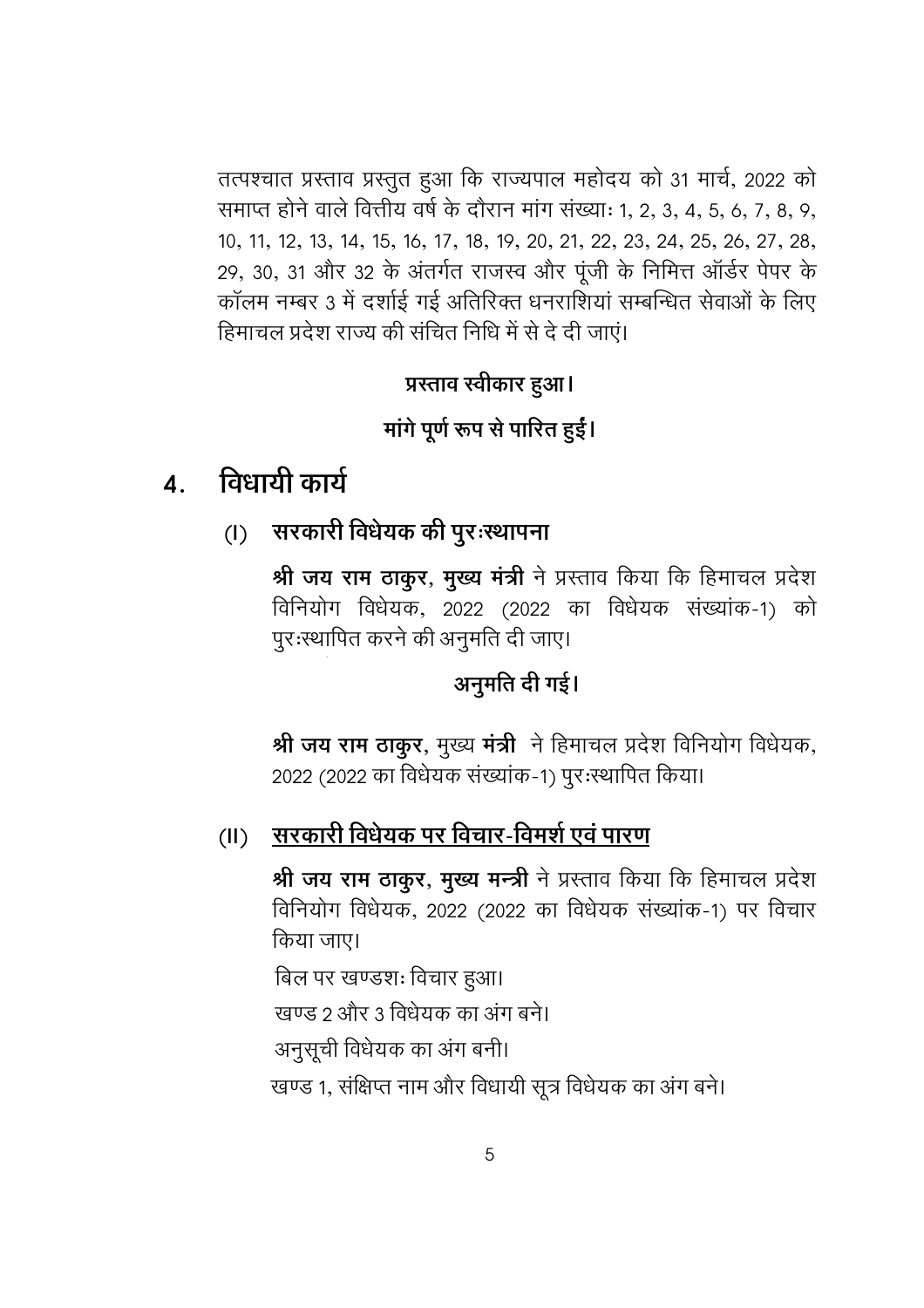तत्पश्चात प्रस्ताव प्रस्तुत हुआ कि राज्यपाल महोदय को 31 मार्च, 2022 को समाप्त होने वाले वित्तीय वर्ष के दौरान मांग संख्याः 1, 2, 3, 4, 5, 6, 7, 8, 9, 10, 11, 12, 13, 14, 15, 16, 17, 18, 19, 20, 21, 22, 23, 24, 25, 26, 27, 28, 29, 30, 31 और 32 के अंतर्गत राजस्व और पूंजी के निमित्त ऑर्डर पेपर के कॉलम नम्बर 3 में दर्शाई गई अतिरिक्त धनराशियां सम्बन्धित सेवाओं के लिए हिमाचल प्रदेश राज्य की संचित निधि में से दे दी जाएं।

**प्रस्ताव स्वीकार हुआ।**

**मांगे पूर्ण रूप से पारित हुईं।**

## 4. विधायी कार्य

### (I) सरकारी विधेयक की पुरःस्थापना

**श्री जय राम ठाकुर, मुख्य मंत्री** ने प्रस्ताव किया कि हिमाचल प्रदेश विनियोग विधेयक, 2022 (2022 का विधेयक संख्यांक-1) को पुरःस्थापित करने की अनुमति दी जाए।

**अनुमति दी गई।**

**श्री जय राम ठाकुर**, मुख्य **मंत्री** ने हिमाचल प्रदेश विनियोग विधेयक, 2022 (2022 का विधेयक संख्यांक-1) पुरःस्थापित किया।

### (II) सरकारी विधेयक पर विचार-विमर्श एवं पारण

**श्री जय राम ठाकुर, मुख्य मन्त्री** ने प्रस्ताव किया कि हिमाचल प्रदेश विनियोग विधेयक, 2022 (2022 का विधेयक संख्यांक-1) पर विचार किया जाए।

बिल पर खण्डशः विचार हुआ।

खण्ड 2 और 3 विधेयक का अंग बने।

अनुसूची विधेयक का अंग बनी।

खण्ड 1, संक्षिप्त नाम और विधायी सूत्र विधेयक का अंग बने।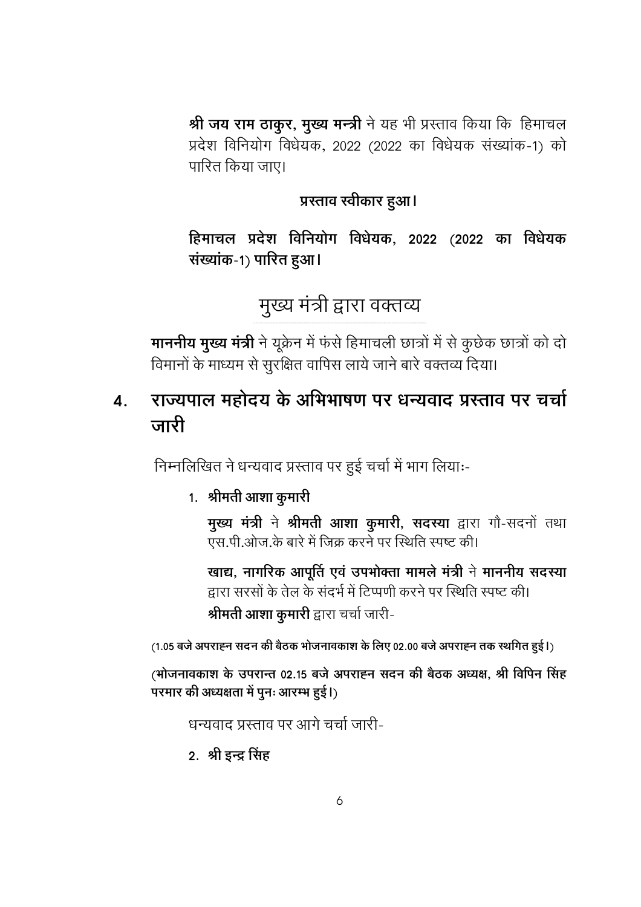**श्री जय राम ठाकुर, मुख्य मन्त्री** ने यह भी प्रस्ताव किया कि हिमाचल प्रदेश विनियोग विधेयक, 2022 (2022 का विधेयक संख्यांक-1) को पारित किया जाए।

**प्रस्ताव स्वीकार हुआ।**

**हिमाचल प्रदेश विनियोग विधेयक, 2022 (2022 का विधेयक संख्यांक-1) पारित हुआ।**

## मुख्य मंत्री द्वारा वक्तव्य

**माननीय मुख्य मंत्री** ने यूक्रेन में फंसे हिमाचली छात्रों में से कुछेक छात्रों को दो विमानों के माध्यम से सुरक्षित वापिस लाये जाने बारे वक्तव्य दिया।

## 4. राज्यपाल महोदय के अभिभाषण पर धन्यवाद प्रस्ताव पर चर्चा जारी

निम्नलिखित ने धन्यवाद प्रस्ताव पर हुई चर्चा में भाग लियाः-

1. **श्रीमती आशा कुमारी**

   **मुख्य मंत्री** ने **श्रीमती आशा कुमारी, सदस्या** द्वारा गौ-सदनों तथा एस.पी.ओज.के बारे में जिक्र करने पर स्थिति स्पष्ट की।

   **खाद्य, नागरिक आपूर्ति एवं उपभोक्ता मामले मंत्री** ने **माननीय सदस्या** द्वारा सरसों के तेल के संदर्भ में टिप्पणी करने पर स्थिति स्पष्ट की।

   **श्रीमती आशा कुमारी** द्वारा चर्चा जारी-

**(1.05 बजे अपराह्न सदन की बैठक भोजनावकाश के लिए 02.00 बजे अपराह्न तक स्थगित हुई।)**

**(भोजनावकाश के उपरान्त 02.15 बजे अपराह्न सदन की बैठक अध्यक्ष, श्री विपिन सिंह परमार की अध्यक्षता में पुनः आरम्भ हुई।)**

धन्यवाद प्रस्ताव पर आगे चर्चा जारी-

2. **श्री इन्द्र सिंह**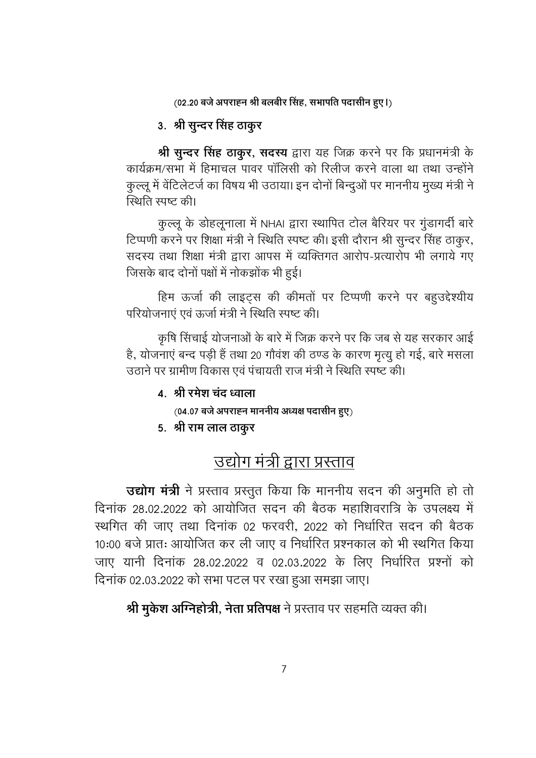**(02.20 बजे अपराह्न श्री बलबीर सिंह, सभापति पदासीन हुए।)**

**3. श्री सुन्दर सिंह ठाकुर**

**श्री सुन्दर सिंह ठाकुर, सदस्य** द्वारा यह जिक्र करने पर कि प्रधानमंत्री के कार्यक्रम/सभा में हिमाचल पावर पॉलिसी को रिलीज करने वाला था तथा उन्होंने कुल्लू में वेंटिलेटर्ज का विषय भी उठाया। इन दोनों बिन्दुओं पर माननीय मुख्य मंत्री ने स्थिति स्पष्ट की।

कुल्लू के डोहलूनाला में NHAI द्वारा स्थापित टोल बैरियर पर गुंडागर्दी बारे टिप्पणी करने पर शिक्षा मंत्री ने स्थिति स्पष्ट की। इसी दौरान श्री सुन्दर सिंह ठाकुर, सदस्य तथा शिक्षा मंत्री द्वारा आपस में व्यक्तिगत आरोप-प्रत्यारोप भी लगाये गए जिसके बाद दोनों पक्षों में नोकझोंक भी हुई।

हिम ऊर्जा की लाइट्स की कीमतों पर टिप्पणी करने पर बहुउद्देश्यीय परियोजनाएं एवं ऊर्जा मंत्री ने स्थिति स्पष्ट की।

कृषि सिंचाई योजनाओं के बारे में जिक्र करने पर कि जब से यह सरकार आई है, योजनाएं बन्द पड़ी हैं तथा 20 गौवंश की ठण्ड के कारण मृत्यु हो गई, बारे मसला उठाने पर ग्रामीण विकास एवं पंचायती राज मंत्री ने स्थिति स्पष्ट की।

**4. श्री रमेश चंद ध्वाला**

**(04.07 बजे अपराह्न माननीय अध्यक्ष पदासीन हुए)**

**5. श्री राम लाल ठाकुर**

## <u>उद्योग मंत्री द्वारा प्रस्ताव</u>

**उद्योग मंत्री** ने प्रस्ताव प्रस्तुत किया कि माननीय सदन की अनुमति हो तो दिनांक 28.02.2022 को आयोजित सदन की बैठक महाशिवरात्रि के उपलक्ष्य में स्थगित की जाए तथा दिनांक 02 फरवरी, 2022 को निर्धारित सदन की बैठक 10:00 बजे प्रातः आयोजित कर ली जाए व निर्धारित प्रश्नकाल को भी स्थगित किया जाए यानी दिनांक 28.02.2022 व 02.03.2022 के लिए निर्धारित प्रश्नों को दिनांक 02.03.2022 को सभा पटल पर रखा हुआ समझा जाए।

**श्री मुकेश अग्निहोत्री, नेता प्रतिपक्ष** ने प्रस्ताव पर सहमति व्यक्त की।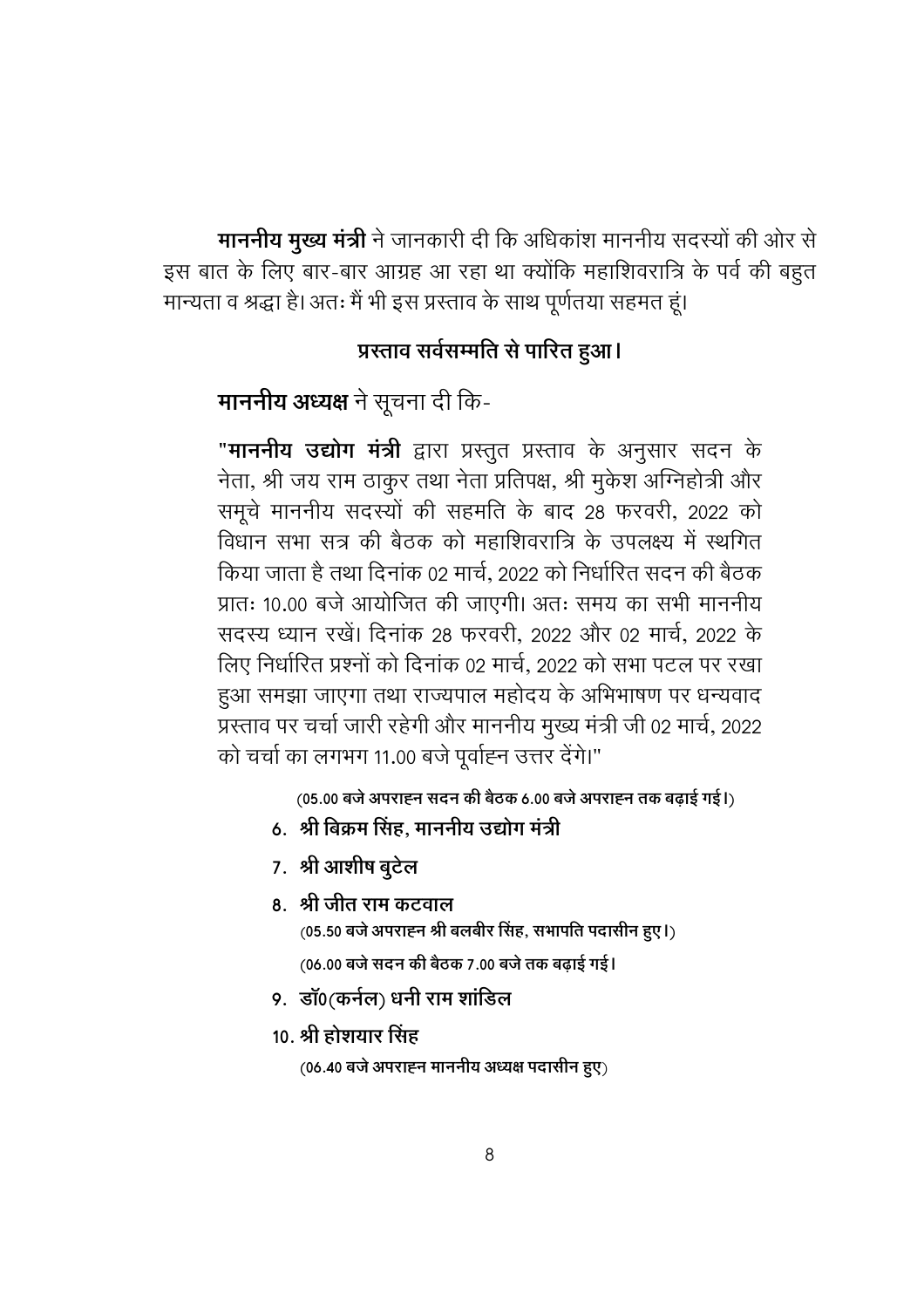**माननीय मुख्य मंत्री** ने जानकारी दी कि अधिकांश माननीय सदस्यों की ओर से इस बात के लिए बार-बार आग्रह आ रहा था क्योंकि महाशिवरात्रि के पर्व की बहुत मान्यता व श्रद्धा है। अतः मैं भी इस प्रस्ताव के साथ पूर्णतया सहमत हूं।

**प्रस्ताव सर्वसम्मति से पारित हुआ।**

**माननीय अध्यक्ष** ने सूचना दी कि-

"**माननीय उद्योग मंत्री** द्वारा प्रस्तुत प्रस्ताव के अनुसार सदन के नेता, श्री जय राम ठाकुर तथा नेता प्रतिपक्ष, श्री मुकेश अग्निहोत्री और समूचे माननीय सदस्यों की सहमति के बाद 28 फरवरी, 2022 को विधान सभा सत्र की बैठक को महाशिवरात्रि के उपलक्ष्य में स्थगित किया जाता है तथा दिनांक 02 मार्च, 2022 को निर्धारित सदन की बैठक प्रातः 10.00 बजे आयोजित की जाएगी। अतः समय का सभी माननीय सदस्य ध्यान रखें। दिनांक 28 फरवरी, 2022 और 02 मार्च, 2022 के लिए निर्धारित प्रश्नों को दिनांक 02 मार्च, 2022 को सभा पटल पर रखा हुआ समझा जाएगा तथा राज्यपाल महोदय के अभिभाषण पर धन्यवाद प्रस्ताव पर चर्चा जारी रहेगी और माननीय मुख्य मंत्री जी 02 मार्च, 2022 को चर्चा का लगभग 11.00 बजे पूर्वाह्न उत्तर देंगे।"

**(05.00 बजे अपराह्न सदन की बैठक 6.00 बजे अपराह्न तक बढ़ाई गई।)**

6. **श्री बिक्रम सिंह, माननीय उद्योग मंत्री**
7. **श्री आशीष बुटेल**
8. **श्री जीत राम कटवाल**

   **(05.50 बजे अपराह्न श्री बलबीर सिंह, सभापति पदासीन हुए।)**

   **(06.00 बजे सदन की बैठक 7.00 बजे तक बढ़ाई गई।**

9. **डॉ0(कर्नल) धनी राम शांडिल**
10. **श्री होशयार सिंह**

    **(06.40 बजे अपराह्न माननीय अध्यक्ष पदासीन हुए)**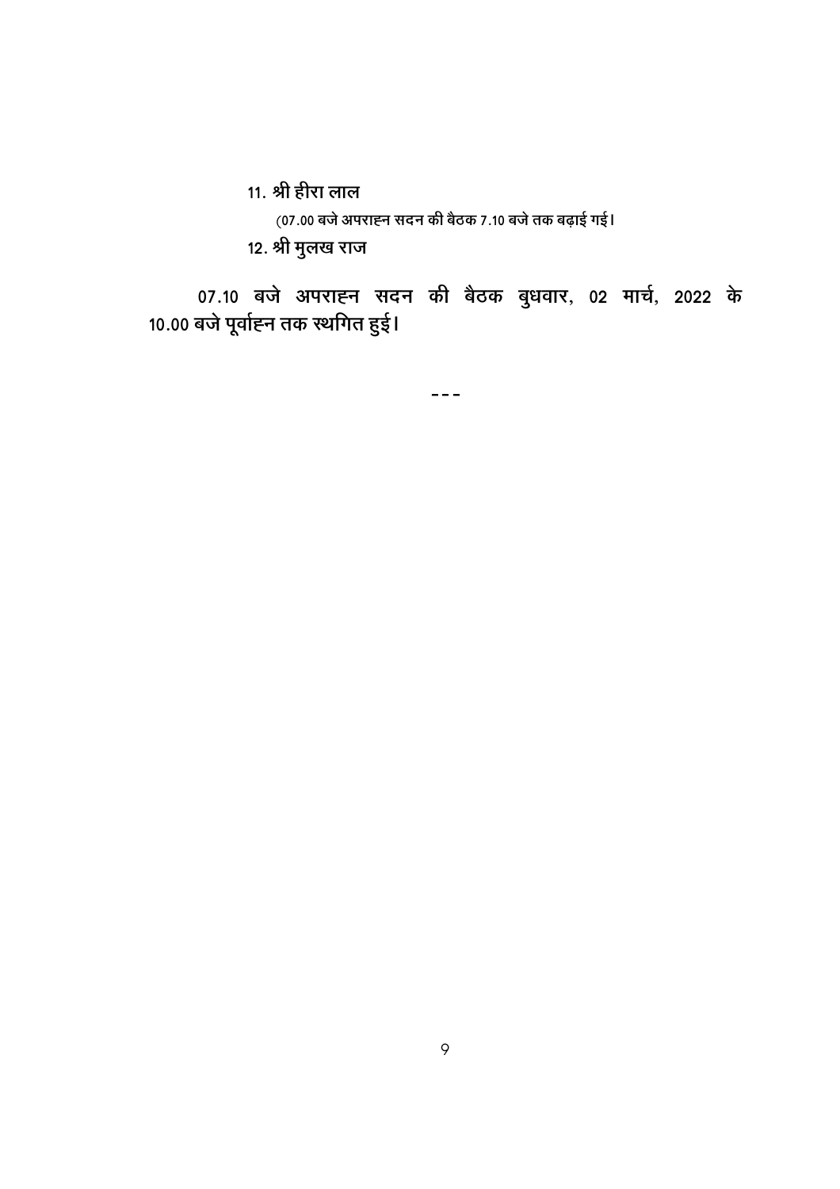11. श्री हीरा लाल

(07.00 बजे अपराह्न सदन की बैठक 7.10 बजे तक बढ़ाई गई।

12. श्री मुलख राज

07.10 बजे अपराह्न सदन की बैठक बुधवार, 02 मार्च, 2022 के 10.00 बजे पूर्वाह्न तक स्थगित हुई।

---